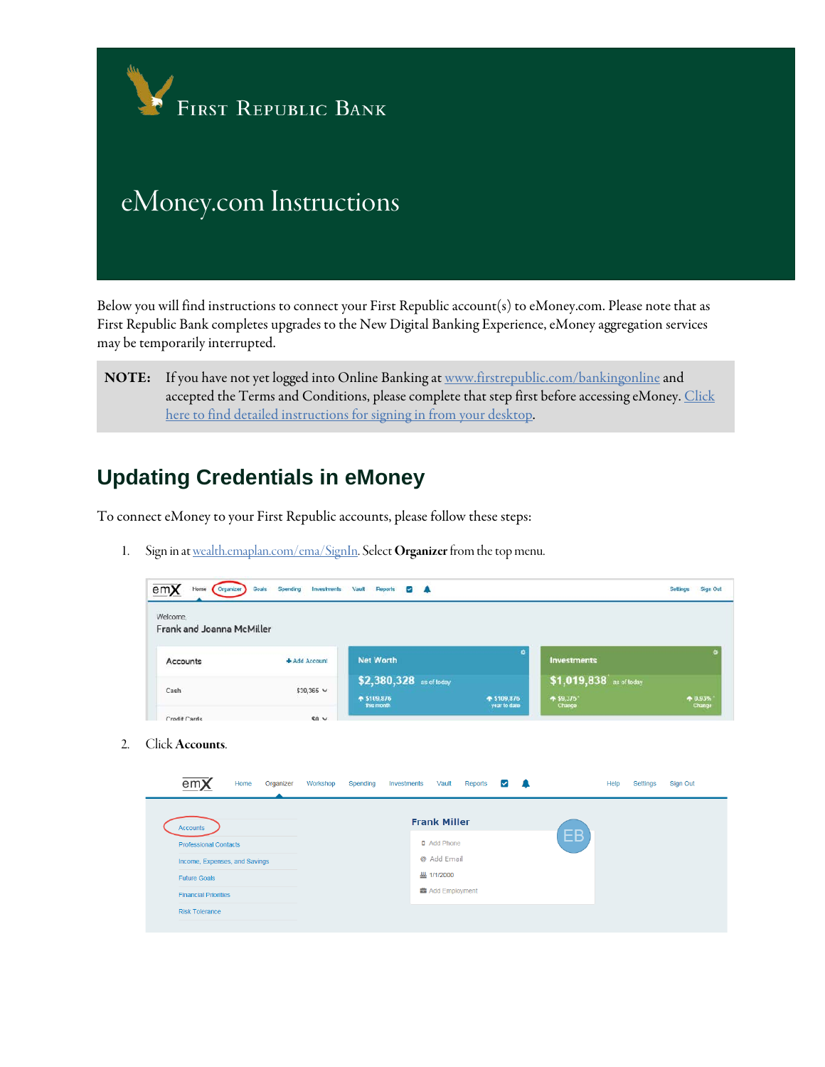First Republic Bank

# eMoney.com Instructions

Below you will find instructions to connect your First Republic account(s) to eMoney.com. Please note that as First Republic Bank completes upgrades to the New Digital Banking Experience, eMoney aggregation services may be temporarily interrupted.

**NOTE:** If you have not yet logged into Online Banking at www.firstrepublic.com/bankingonline and accepted the Terms and Conditions, please complete that step first before accessing eMoney. Click here to find detailed instructions for signing in from your desktop.

## Updating Credentials in eMoney

To connect eMoney to your First Republic accounts, please follow these steps:

1. Sign in at wealth.emaplan.com/ema/SignIn. Select **Organizer** from the top menu.

2. Click **Accounts**.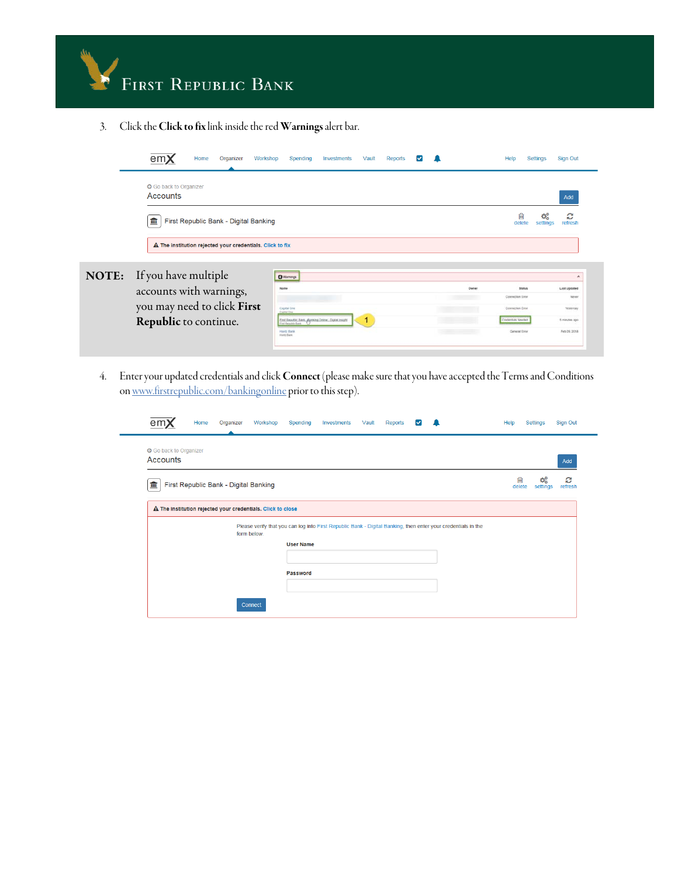3. Click the **Click to fix** link inside the red **Warnings** alert bar.

**NOTE:** If you have multiple accounts with warnings, you may need to click **First Republic** to continue.

4. Enter your updated credentials and click **Connect** (please make sure that you have accepted the Terms and Conditions on [www.firstrepublic.com/bankingonline](http://www.firstrepublic.com/bankingonline) prior to this step).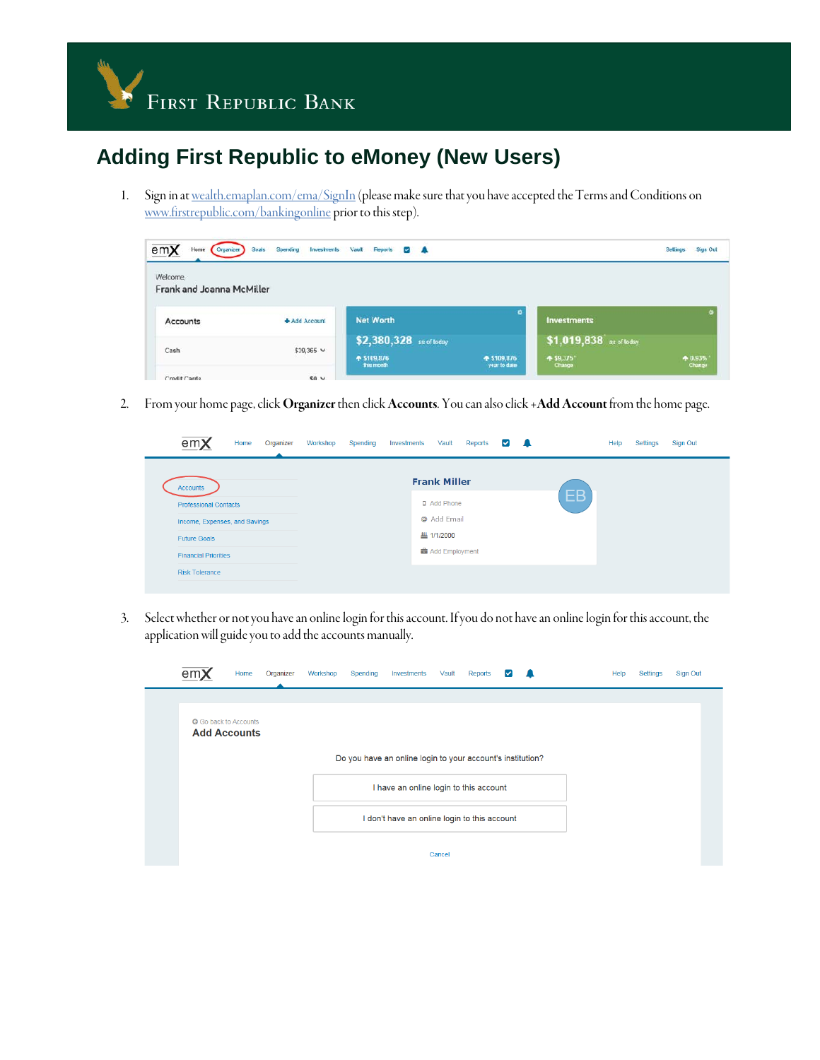# Adding First Republic to eMoney (New Users)

1. Sign in at wealth.emaplan.com/ema/SignIn (please make sure that you have accepted the Terms and Conditions on www.firstrepublic.com/bankingonline prior to this step).

2. From your home page, click **Organizer** then click **Accounts**. You can also click +**Add Account** from the home page.

3. Select whether or not you have an online login for this account. If you do not have an online login for this account, the application will guide you to add the accounts manually.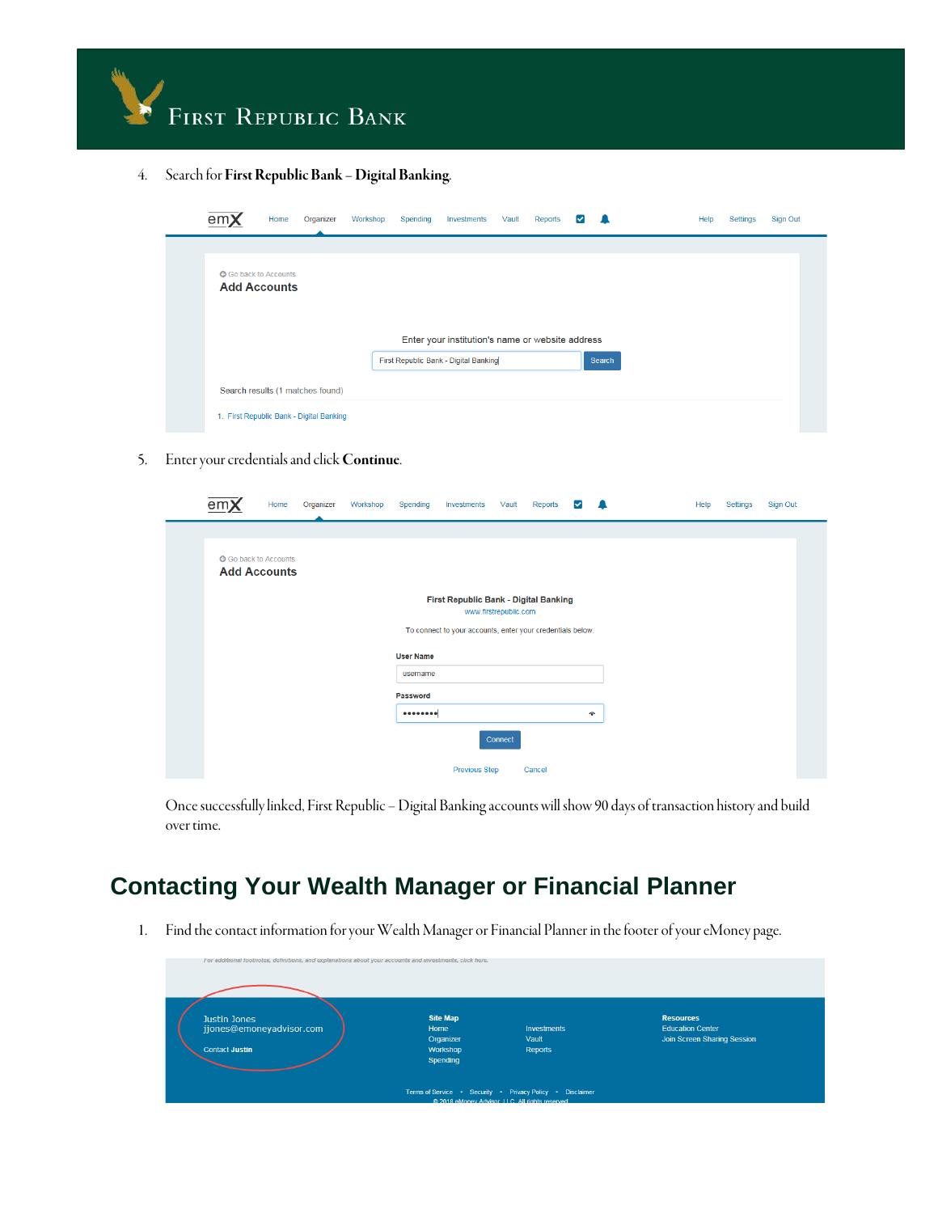4. Search for **First Republic Bank – Digital Banking**.

5. Enter your credentials and click **Continue**.

Once successfully linked, First Republic – Digital Banking accounts will show 90 days of transaction history and build over time.

## Contacting Your Wealth Manager or Financial Planner

1. Find the contact information for your Wealth Manager or Financial Planner in the footer of your eMoney page.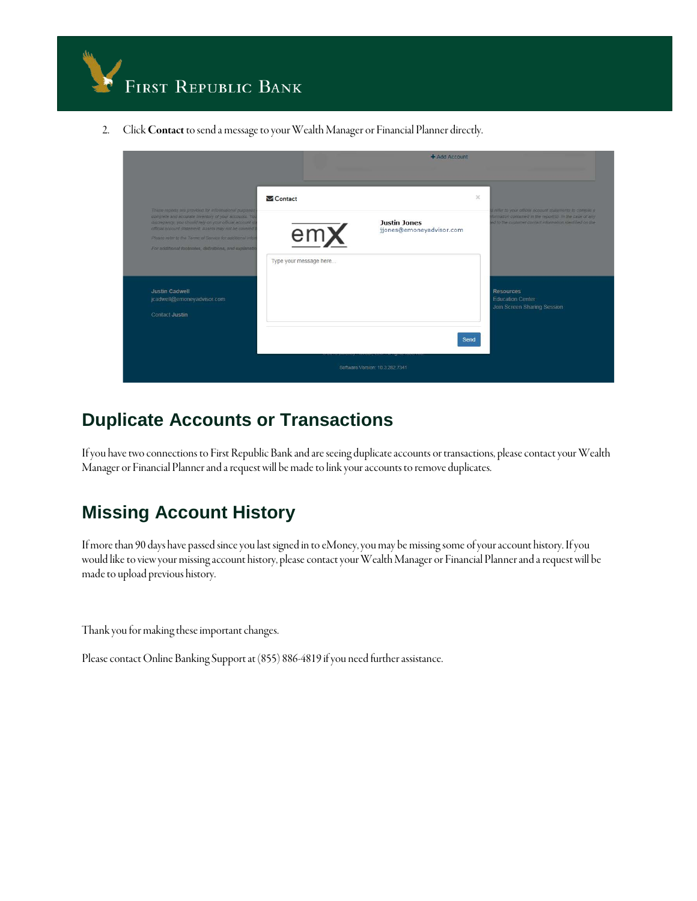2. Click **Contact** to send a message to your Wealth Manager or Financial Planner directly.

## Duplicate Accounts or Transactions

If you have two connections to First Republic Bank and are seeing duplicate accounts or transactions, please contact your Wealth Manager or Financial Planner and a request will be made to link your accounts to remove duplicates.

## Missing Account History

If more than 90 days have passed since you last signed in to eMoney, you may be missing some of your account history. If you would like to view your missing account history, please contact your Wealth Manager or Financial Planner and a request will be made to upload previous history.

Thank you for making these important changes.

Please contact Online Banking Support at (855) 886-4819 if you need further assistance.